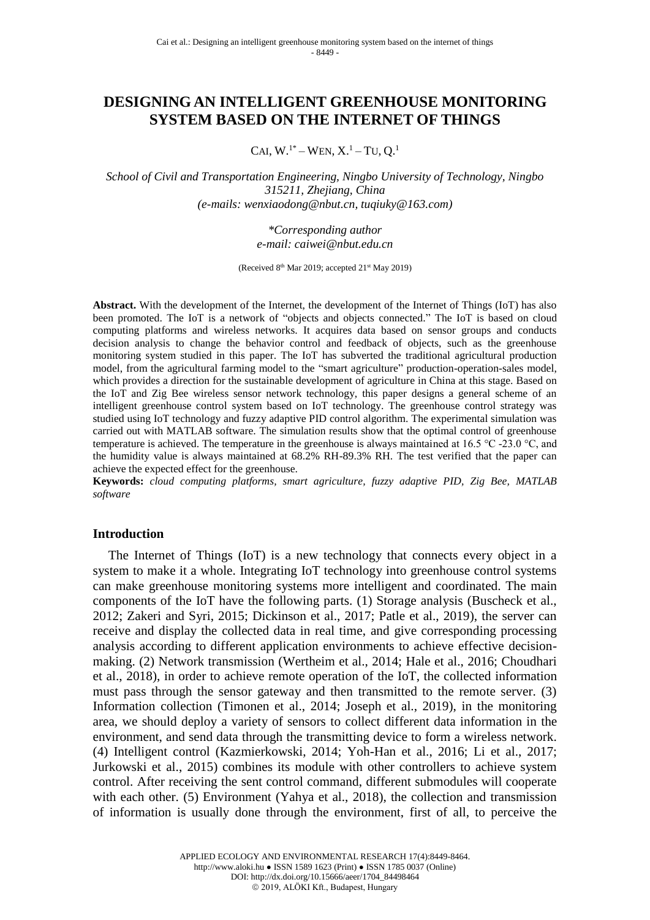# DESIGNING AN INTELLIGENT GREENHOUSE MONITORING SYSTEM BASED ON THE INTERNET OF THINGS

CAI, W.[1*] – WEN, X.[1] – TU, Q.[1]

*School of Civil and Transportation Engineering, Ningbo University of Technology, Ningbo 315211, Zhejiang, China*
*(e-mails: wenxiaodong@nbut.cn, tuqiuky@163.com)*

*\*Corresponding author*
*e-mail: caiwei@nbut.edu.cn*

(Received 8th Mar 2019; accepted 21st May 2019)

**Abstract.** With the development of the Internet, the development of the Internet of Things (IoT) has also been promoted. The IoT is a network of "objects and objects connected." The IoT is based on cloud computing platforms and wireless networks. It acquires data based on sensor groups and conducts decision analysis to change the behavior control and feedback of objects, such as the greenhouse monitoring system studied in this paper. The IoT has subverted the traditional agricultural production model, from the agricultural farming model to the "smart agriculture" production-operation-sales model, which provides a direction for the sustainable development of agriculture in China at this stage. Based on the IoT and Zig Bee wireless sensor network technology, this paper designs a general scheme of an intelligent greenhouse control system based on IoT technology. The greenhouse control strategy was studied using IoT technology and fuzzy adaptive PID control algorithm. The experimental simulation was carried out with MATLAB software. The simulation results show that the optimal control of greenhouse temperature is achieved. The temperature in the greenhouse is always maintained at 16.5 °C -23.0 °C, and the humidity value is always maintained at 68.2% RH-89.3% RH. The test verified that the paper can achieve the expected effect for the greenhouse.

**Keywords:** *cloud computing platforms, smart agriculture, fuzzy adaptive PID, Zig Bee, MATLAB software*

## Introduction

The Internet of Things (IoT) is a new technology that connects every object in a system to make it a whole. Integrating IoT technology into greenhouse control systems can make greenhouse monitoring systems more intelligent and coordinated. The main components of the IoT have the following parts. (1) Storage analysis (Buscheck et al., 2012; Zakeri and Syri, 2015; Dickinson et al., 2017; Patle et al., 2019), the server can receive and display the collected data in real time, and give corresponding processing analysis according to different application environments to achieve effective decision-making. (2) Network transmission (Wertheim et al., 2014; Hale et al., 2016; Choudhari et al., 2018), in order to achieve remote operation of the IoT, the collected information must pass through the sensor gateway and then transmitted to the remote server. (3) Information collection (Timonen et al., 2014; Joseph et al., 2019), in the monitoring area, we should deploy a variety of sensors to collect different data information in the environment, and send data through the transmitting device to form a wireless network. (4) Intelligent control (Kazmierkowski, 2014; Yoh-Han et al., 2016; Li et al., 2017; Jurkowski et al., 2015) combines its module with other controllers to achieve system control. After receiving the sent control command, different submodules will cooperate with each other. (5) Environment (Yahya et al., 2018), the collection and transmission of information is usually done through the environment, first of all, to perceive the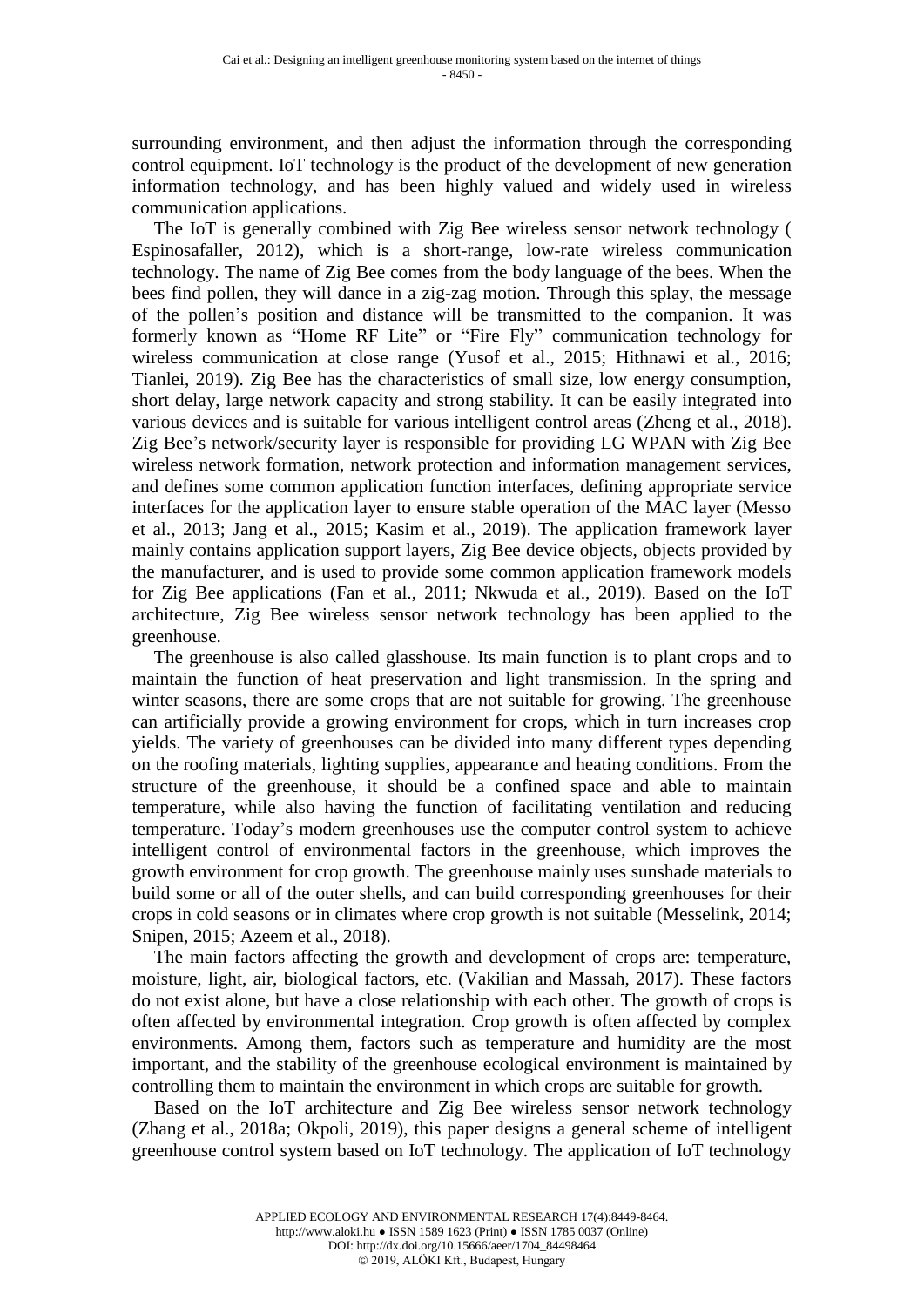surrounding environment, and then adjust the information through the corresponding control equipment. IoT technology is the product of the development of new generation information technology, and has been highly valued and widely used in wireless communication applications.

The IoT is generally combined with Zig Bee wireless sensor network technology ( Espinosafaller, 2012), which is a short-range, low-rate wireless communication technology. The name of Zig Bee comes from the body language of the bees. When the bees find pollen, they will dance in a zig-zag motion. Through this splay, the message of the pollen's position and distance will be transmitted to the companion. It was formerly known as "Home RF Lite" or "Fire Fly" communication technology for wireless communication at close range (Yusof et al., 2015; Hithnawi et al., 2016; Tianlei, 2019). Zig Bee has the characteristics of small size, low energy consumption, short delay, large network capacity and strong stability. It can be easily integrated into various devices and is suitable for various intelligent control areas (Zheng et al., 2018). Zig Bee's network/security layer is responsible for providing LG WPAN with Zig Bee wireless network formation, network protection and information management services, and defines some common application function interfaces, defining appropriate service interfaces for the application layer to ensure stable operation of the MAC layer (Messo et al., 2013; Jang et al., 2015; Kasim et al., 2019). The application framework layer mainly contains application support layers, Zig Bee device objects, objects provided by the manufacturer, and is used to provide some common application framework models for Zig Bee applications (Fan et al., 2011; Nkwuda et al., 2019). Based on the IoT architecture, Zig Bee wireless sensor network technology has been applied to the greenhouse.

The greenhouse is also called glasshouse. Its main function is to plant crops and to maintain the function of heat preservation and light transmission. In the spring and winter seasons, there are some crops that are not suitable for growing. The greenhouse can artificially provide a growing environment for crops, which in turn increases crop yields. The variety of greenhouses can be divided into many different types depending on the roofing materials, lighting supplies, appearance and heating conditions. From the structure of the greenhouse, it should be a confined space and able to maintain temperature, while also having the function of facilitating ventilation and reducing temperature. Today's modern greenhouses use the computer control system to achieve intelligent control of environmental factors in the greenhouse, which improves the growth environment for crop growth. The greenhouse mainly uses sunshade materials to build some or all of the outer shells, and can build corresponding greenhouses for their crops in cold seasons or in climates where crop growth is not suitable (Messelink, 2014; Snipen, 2015; Azeem et al., 2018).

The main factors affecting the growth and development of crops are: temperature, moisture, light, air, biological factors, etc. (Vakilian and Massah, 2017). These factors do not exist alone, but have a close relationship with each other. The growth of crops is often affected by environmental integration. Crop growth is often affected by complex environments. Among them, factors such as temperature and humidity are the most important, and the stability of the greenhouse ecological environment is maintained by controlling them to maintain the environment in which crops are suitable for growth.

Based on the IoT architecture and Zig Bee wireless sensor network technology (Zhang et al., 2018a; Okpoli, 2019), this paper designs a general scheme of intelligent greenhouse control system based on IoT technology. The application of IoT technology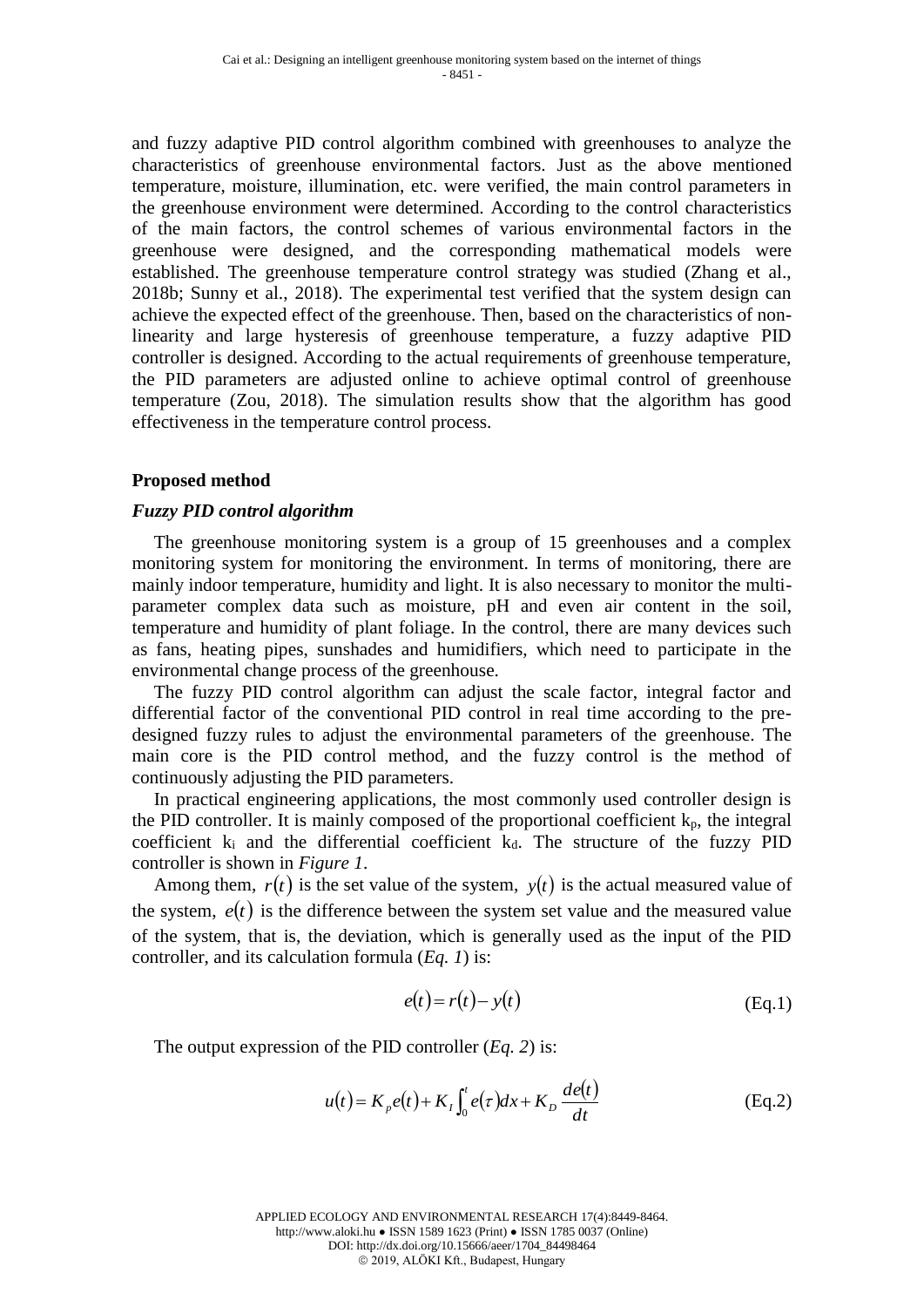and fuzzy adaptive PID control algorithm combined with greenhouses to analyze the characteristics of greenhouse environmental factors. Just as the above mentioned temperature, moisture, illumination, etc. were verified, the main control parameters in the greenhouse environment were determined. According to the control characteristics of the main factors, the control schemes of various environmental factors in the greenhouse were designed, and the corresponding mathematical models were established. The greenhouse temperature control strategy was studied (Zhang et al., 2018b; Sunny et al., 2018). The experimental test verified that the system design can achieve the expected effect of the greenhouse. Then, based on the characteristics of non-linearity and large hysteresis of greenhouse temperature, a fuzzy adaptive PID controller is designed. According to the actual requirements of greenhouse temperature, the PID parameters are adjusted online to achieve optimal control of greenhouse temperature (Zou, 2018). The simulation results show that the algorithm has good effectiveness in the temperature control process.

## Proposed method

### *Fuzzy PID control algorithm*

The greenhouse monitoring system is a group of 15 greenhouses and a complex monitoring system for monitoring the environment. In terms of monitoring, there are mainly indoor temperature, humidity and light. It is also necessary to monitor the multi-parameter complex data such as moisture, pH and even air content in the soil, temperature and humidity of plant foliage. In the control, there are many devices such as fans, heating pipes, sunshades and humidifiers, which need to participate in the environmental change process of the greenhouse.

The fuzzy PID control algorithm can adjust the scale factor, integral factor and differential factor of the conventional PID control in real time according to the pre-designed fuzzy rules to adjust the environmental parameters of the greenhouse. The main core is the PID control method, and the fuzzy control is the method of continuously adjusting the PID parameters.

In practical engineering applications, the most commonly used controller design is the PID controller. It is mainly composed of the proportional coefficient $k_p$, the integral coefficient $k_i$ and the differential coefficient $k_d$. The structure of the fuzzy PID controller is shown in *Figure 1*.

Among them, $r(t)$ is the set value of the system, $y(t)$ is the actual measured value of the system, $e(t)$ is the difference between the system set value and the measured value of the system, that is, the deviation, which is generally used as the input of the PID controller, and its calculation formula (*Eq. 1*) is:

$$e(t) = r(t) - y(t) \tag{Eq.1}$$

The output expression of the PID controller (*Eq. 2*) is:

$$u(t) = K_p e(t) + K_I \int_0^t e(\tau) dx + K_D \frac{de(t)}{dt} \tag{Eq.2}$$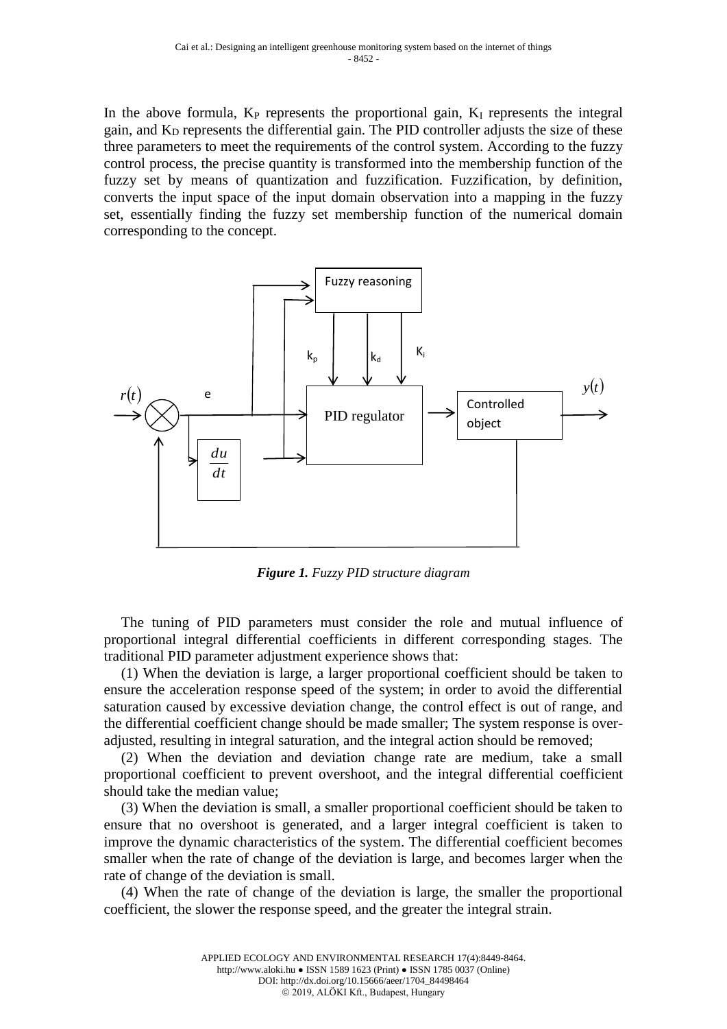In the above formula, $K_P$ represents the proportional gain, $K_I$ represents the integral gain, and $K_D$ represents the differential gain. The PID controller adjusts the size of these three parameters to meet the requirements of the control system. According to the fuzzy control process, the precise quantity is transformed into the membership function of the fuzzy set by means of quantization and fuzzification. Fuzzification, by definition, converts the input space of the input domain observation into a mapping in the fuzzy set, essentially finding the fuzzy set membership function of the numerical domain corresponding to the concept.

***Figure 1.*** *Fuzzy PID structure diagram*

The tuning of PID parameters must consider the role and mutual influence of proportional integral differential coefficients in different corresponding stages. The traditional PID parameter adjustment experience shows that:

(1) When the deviation is large, a larger proportional coefficient should be taken to ensure the acceleration response speed of the system; in order to avoid the differential saturation caused by excessive deviation change, the control effect is out of range, and the differential coefficient change should be made smaller; The system response is over-adjusted, resulting in integral saturation, and the integral action should be removed;

(2) When the deviation and deviation change rate are medium, take a small proportional coefficient to prevent overshoot, and the integral differential coefficient should take the median value;

(3) When the deviation is small, a smaller proportional coefficient should be taken to ensure that no overshoot is generated, and a larger integral coefficient is taken to improve the dynamic characteristics of the system. The differential coefficient becomes smaller when the rate of change of the deviation is large, and becomes larger when the rate of change of the deviation is small.

(4) When the rate of change of the deviation is large, the smaller the proportional coefficient, the slower the response speed, and the greater the integral strain.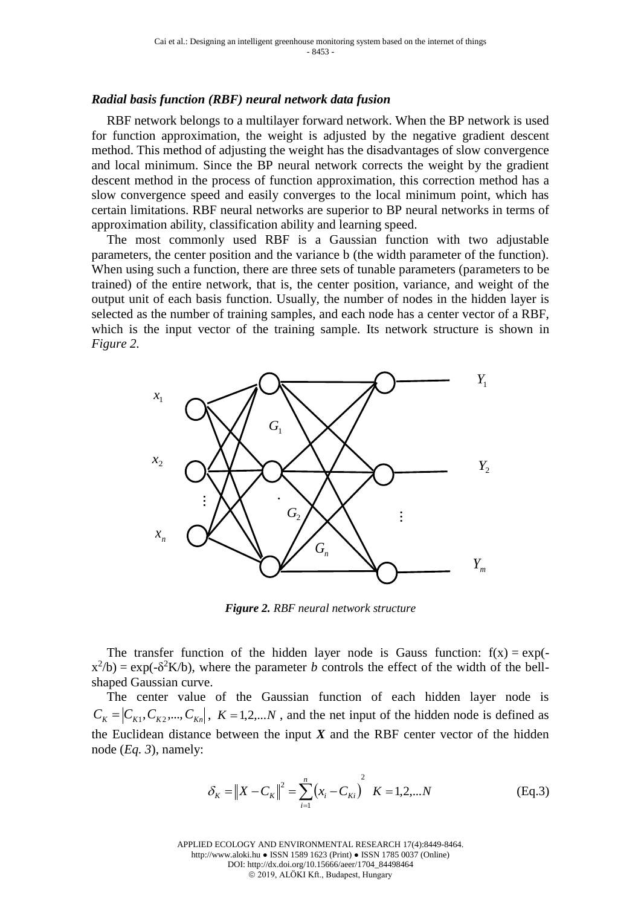### *Radial basis function (RBF) neural network data fusion*

RBF network belongs to a multilayer forward network. When the BP network is used for function approximation, the weight is adjusted by the negative gradient descent method. This method of adjusting the weight has the disadvantages of slow convergence and local minimum. Since the BP neural network corrects the weight by the gradient descent method in the process of function approximation, this correction method has a slow convergence speed and easily converges to the local minimum point, which has certain limitations. RBF neural networks are superior to BP neural networks in terms of approximation ability, classification ability and learning speed.

The most commonly used RBF is a Gaussian function with two adjustable parameters, the center position and the variance b (the width parameter of the function). When using such a function, there are three sets of tunable parameters (parameters to be trained) of the entire network, that is, the center position, variance, and weight of the output unit of each basis function. Usually, the number of nodes in the hidden layer is selected as the number of training samples, and each node has a center vector of a RBF, which is the input vector of the training sample. Its network structure is shown in *Figure 2.*

***Figure 2.*** *RBF neural network structure*

The transfer function of the hidden layer node is Gauss function: $f(x) = \exp(-x^2/b) = \exp(-\delta^2K/b)$, where the parameter *b* controls the effect of the width of the bell-shaped Gaussian curve.

The center value of the Gaussian function of each hidden layer node is $C_K = |C_{K1}, C_{K2}, ..., C_{Kn}|$, $K = 1,2,...N$, and the net input of the hidden node is defined as the Euclidean distance between the input $\boldsymbol{X}$ and the RBF center vector of the hidden node (*Eq. 3*), namely:

$$\delta_K = \|X - C_K\|^2 = \sum_{i=1}^{n} (x_i - C_{Ki})^2 \quad K = 1,2,...N \tag{Eq.3}$$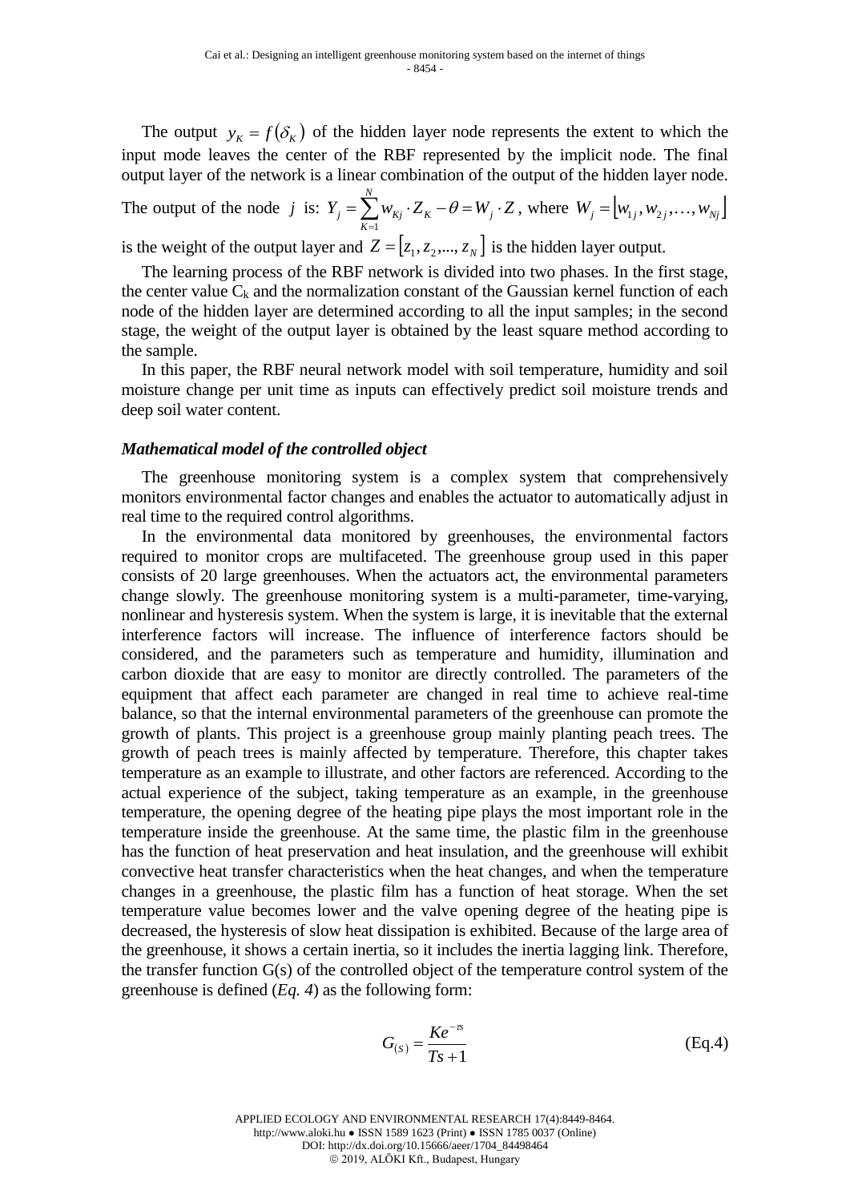The output $y_K = f(\delta_K)$ of the hidden layer node represents the extent to which the input mode leaves the center of the RBF represented by the implicit node. The final output layer of the network is a linear combination of the output of the hidden layer node. The output of the node $j$ is: $Y_j = \sum_{K=1}^{N} w_{Kj} \cdot Z_K - \theta = W_j \cdot Z$, where $W_j = \lfloor w_{1j}, w_{2j}, \ldots, w_{Nj} \rfloor$ is the weight of the output layer and $Z = \lfloor z_1, z_2, ..., z_N \rfloor$ is the hidden layer output.

The learning process of the RBF network is divided into two phases. In the first stage, the center value $C_k$ and the normalization constant of the Gaussian kernel function of each node of the hidden layer are determined according to all the input samples; in the second stage, the weight of the output layer is obtained by the least square method according to the sample.

In this paper, the RBF neural network model with soil temperature, humidity and soil moisture change per unit time as inputs can effectively predict soil moisture trends and deep soil water content.

### *Mathematical model of the controlled object*

The greenhouse monitoring system is a complex system that comprehensively monitors environmental factor changes and enables the actuator to automatically adjust in real time to the required control algorithms.

In the environmental data monitored by greenhouses, the environmental factors required to monitor crops are multifaceted. The greenhouse group used in this paper consists of 20 large greenhouses. When the actuators act, the environmental parameters change slowly. The greenhouse monitoring system is a multi-parameter, time-varying, nonlinear and hysteresis system. When the system is large, it is inevitable that the external interference factors will increase. The influence of interference factors should be considered, and the parameters such as temperature and humidity, illumination and carbon dioxide that are easy to monitor are directly controlled. The parameters of the equipment that affect each parameter are changed in real time to achieve real-time balance, so that the internal environmental parameters of the greenhouse can promote the growth of plants. This project is a greenhouse group mainly planting peach trees. The growth of peach trees is mainly affected by temperature. Therefore, this chapter takes temperature as an example to illustrate, and other factors are referenced. According to the actual experience of the subject, taking temperature as an example, in the greenhouse temperature, the opening degree of the heating pipe plays the most important role in the temperature inside the greenhouse. At the same time, the plastic film in the greenhouse has the function of heat preservation and heat insulation, and the greenhouse will exhibit convective heat transfer characteristics when the heat changes, and when the temperature changes in a greenhouse, the plastic film has a function of heat storage. When the set temperature value becomes lower and the valve opening degree of the heating pipe is decreased, the hysteresis of slow heat dissipation is exhibited. Because of the large area of the greenhouse, it shows a certain inertia, so it includes the inertia lagging link. Therefore, the transfer function G(s) of the controlled object of the temperature control system of the greenhouse is defined (*Eq. 4*) as the following form:

$$G_{(S)} = \frac{Ke^{-\tau s}}{Ts+1} \quad \text{(Eq.4)}$$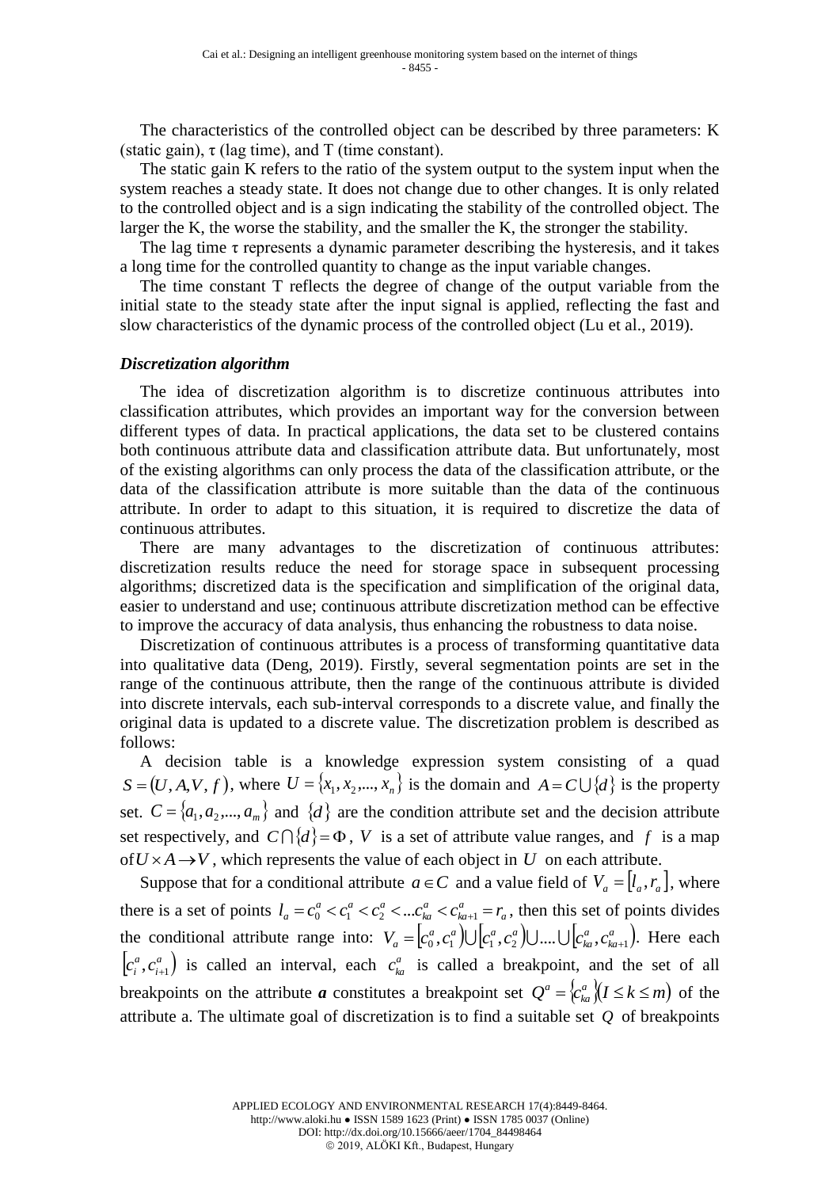The characteristics of the controlled object can be described by three parameters: K (static gain), τ (lag time), and T (time constant).

The static gain K refers to the ratio of the system output to the system input when the system reaches a steady state. It does not change due to other changes. It is only related to the controlled object and is a sign indicating the stability of the controlled object. The larger the K, the worse the stability, and the smaller the K, the stronger the stability.

The lag time τ represents a dynamic parameter describing the hysteresis, and it takes a long time for the controlled quantity to change as the input variable changes.

The time constant T reflects the degree of change of the output variable from the initial state to the steady state after the input signal is applied, reflecting the fast and slow characteristics of the dynamic process of the controlled object (Lu et al., 2019).

### *Discretization algorithm*

The idea of discretization algorithm is to discretize continuous attributes into classification attributes, which provides an important way for the conversion between different types of data. In practical applications, the data set to be clustered contains both continuous attribute data and classification attribute data. But unfortunately, most of the existing algorithms can only process the data of the classification attribute, or the data of the classification attribute is more suitable than the data of the continuous attribute. In order to adapt to this situation, it is required to discretize the data of continuous attributes.

There are many advantages to the discretization of continuous attributes: discretization results reduce the need for storage space in subsequent processing algorithms; discretized data is the specification and simplification of the original data, easier to understand and use; continuous attribute discretization method can be effective to improve the accuracy of data analysis, thus enhancing the robustness to data noise.

Discretization of continuous attributes is a process of transforming quantitative data into qualitative data (Deng, 2019). Firstly, several segmentation points are set in the range of the continuous attribute, then the range of the continuous attribute is divided into discrete intervals, each sub-interval corresponds to a discrete value, and finally the original data is updated to a discrete value. The discretization problem is described as follows:

A decision table is a knowledge expression system consisting of a quad $S = (U, A, V, f)$, where $U = \{x_1, x_2, ..., x_n\}$ is the domain and $A = C \bigcup \{d\}$ is the property set. $C = \{a_1, a_2, ..., a_m\}$ and $\{d\}$ are the condition attribute set and the decision attribute set respectively, and $C \bigcap \{d\} = \Phi$, $V$ is a set of attribute value ranges, and $f$ is a map of $U \times A \rightarrow V$, which represents the value of each object in $U$ on each attribute.

Suppose that for a conditional attribute $a \in C$ and a value field of $V_a = [l_a, r_a]$, where there is a set of points $l_a = c_0^a < c_1^a < c_2^a < ... c_{ka}^a < c_{ka+1}^a = r_a$, then this set of points divides the conditional attribute range into: $V_a = [c_0^a, c_1^a) \bigcup [c_1^a, c_2^a) \bigcup .... \bigcup [c_{ka}^a, c_{ka+1}^a)$. Here each $[c_i^a, c_{i+1}^a)$ is called an interval, each $c_{ka}^a$ is called a breakpoint, and the set of all breakpoints on the attribute ***a*** constitutes a breakpoint set $Q^a = \{c_{ka}^a\}(I \leq k \leq m)$ of the attribute a. The ultimate goal of discretization is to find a suitable set $Q$ of breakpoints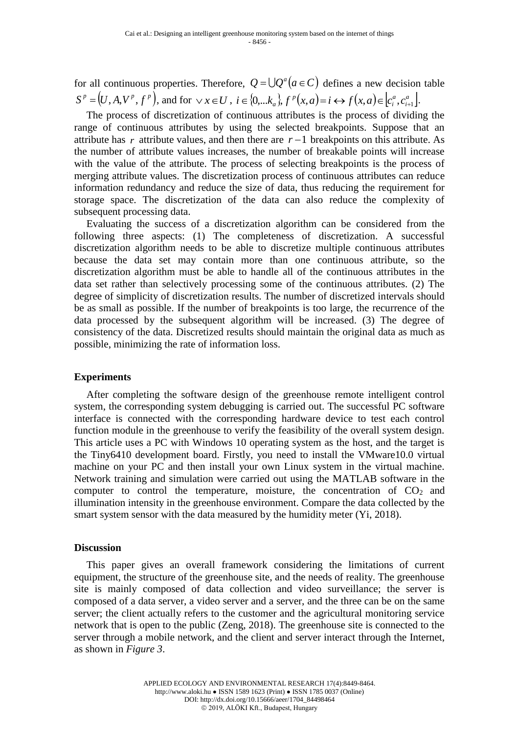for all continuous properties. Therefore, $Q = \bigcup Q^a (a \in C)$ defines a new decision table $S^p = (U, A, V^p, f^p)$, and for $\vee x \in U$, $i \in \{0, \ldots k_a\}$, $f^p(x,a) = i \leftrightarrow f(x,a) \in \left[c_i^a, c_{i+1}^a\right]$.

The process of discretization of continuous attributes is the process of dividing the range of continuous attributes by using the selected breakpoints. Suppose that an attribute has $r$ attribute values, and then there are $r-1$ breakpoints on this attribute. As the number of attribute values increases, the number of breakable points will increase with the value of the attribute. The process of selecting breakpoints is the process of merging attribute values. The discretization process of continuous attributes can reduce information redundancy and reduce the size of data, thus reducing the requirement for storage space. The discretization of the data can also reduce the complexity of subsequent processing data.

Evaluating the success of a discretization algorithm can be considered from the following three aspects: (1) The completeness of discretization. A successful discretization algorithm needs to be able to discretize multiple continuous attributes because the data set may contain more than one continuous attribute, so the discretization algorithm must be able to handle all of the continuous attributes in the data set rather than selectively processing some of the continuous attributes. (2) The degree of simplicity of discretization results. The number of discretized intervals should be as small as possible. If the number of breakpoints is too large, the recurrence of the data processed by the subsequent algorithm will be increased. (3) The degree of consistency of the data. Discretized results should maintain the original data as much as possible, minimizing the rate of information loss.

## Experiments

After completing the software design of the greenhouse remote intelligent control system, the corresponding system debugging is carried out. The successful PC software interface is connected with the corresponding hardware device to test each control function module in the greenhouse to verify the feasibility of the overall system design. This article uses a PC with Windows 10 operating system as the host, and the target is the Tiny6410 development board. Firstly, you need to install the VMware10.0 virtual machine on your PC and then install your own Linux system in the virtual machine. Network training and simulation were carried out using the MATLAB software in the computer to control the temperature, moisture, the concentration of $CO_2$ and illumination intensity in the greenhouse environment. Compare the data collected by the smart system sensor with the data measured by the humidity meter (Yi, 2018).

## Discussion

This paper gives an overall framework considering the limitations of current equipment, the structure of the greenhouse site, and the needs of reality. The greenhouse site is mainly composed of data collection and video surveillance; the server is composed of a data server, a video server and a server, and the three can be on the same server; the client actually refers to the customer and the agricultural monitoring service network that is open to the public (Zeng, 2018). The greenhouse site is connected to the server through a mobile network, and the client and server interact through the Internet, as shown in *Figure 3*.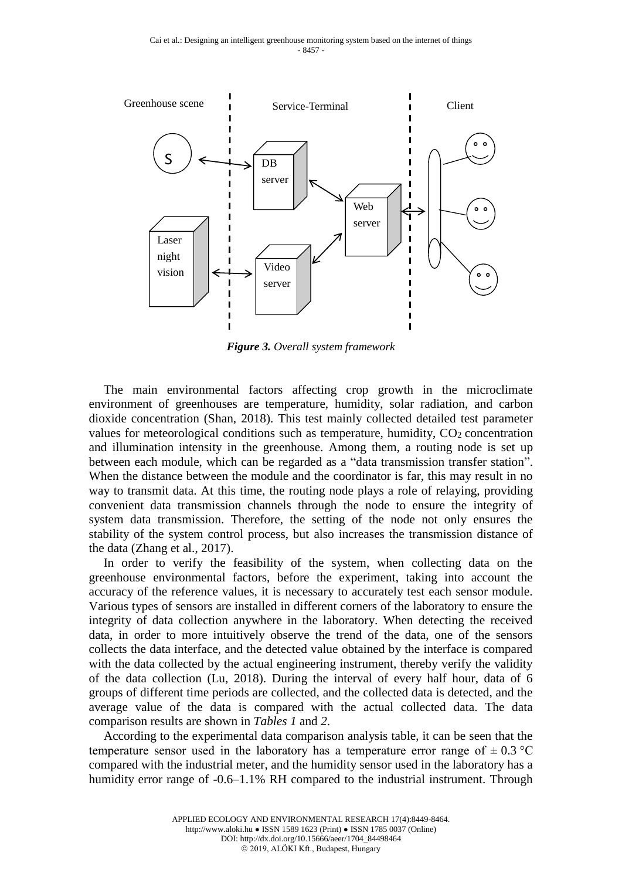*Figure 3. Overall system framework*

The main environmental factors affecting crop growth in the microclimate environment of greenhouses are temperature, humidity, solar radiation, and carbon dioxide concentration (Shan, 2018). This test mainly collected detailed test parameter values for meteorological conditions such as temperature, humidity, $CO_2$ concentration and illumination intensity in the greenhouse. Among them, a routing node is set up between each module, which can be regarded as a "data transmission transfer station". When the distance between the module and the coordinator is far, this may result in no way to transmit data. At this time, the routing node plays a role of relaying, providing convenient data transmission channels through the node to ensure the integrity of system data transmission. Therefore, the setting of the node not only ensures the stability of the system control process, but also increases the transmission distance of the data (Zhang et al., 2017).

In order to verify the feasibility of the system, when collecting data on the greenhouse environmental factors, before the experiment, taking into account the accuracy of the reference values, it is necessary to accurately test each sensor module. Various types of sensors are installed in different corners of the laboratory to ensure the integrity of data collection anywhere in the laboratory. When detecting the received data, in order to more intuitively observe the trend of the data, one of the sensors collects the data interface, and the detected value obtained by the interface is compared with the data collected by the actual engineering instrument, thereby verify the validity of the data collection (Lu, 2018). During the interval of every half hour, data of 6 groups of different time periods are collected, and the collected data is detected, and the average value of the data is compared with the actual collected data. The data comparison results are shown in *Tables 1* and *2*.

According to the experimental data comparison analysis table, it can be seen that the temperature sensor used in the laboratory has a temperature error range of ± 0.3 °C compared with the industrial meter, and the humidity sensor used in the laboratory has a humidity error range of -0.6–1.1% RH compared to the industrial instrument. Through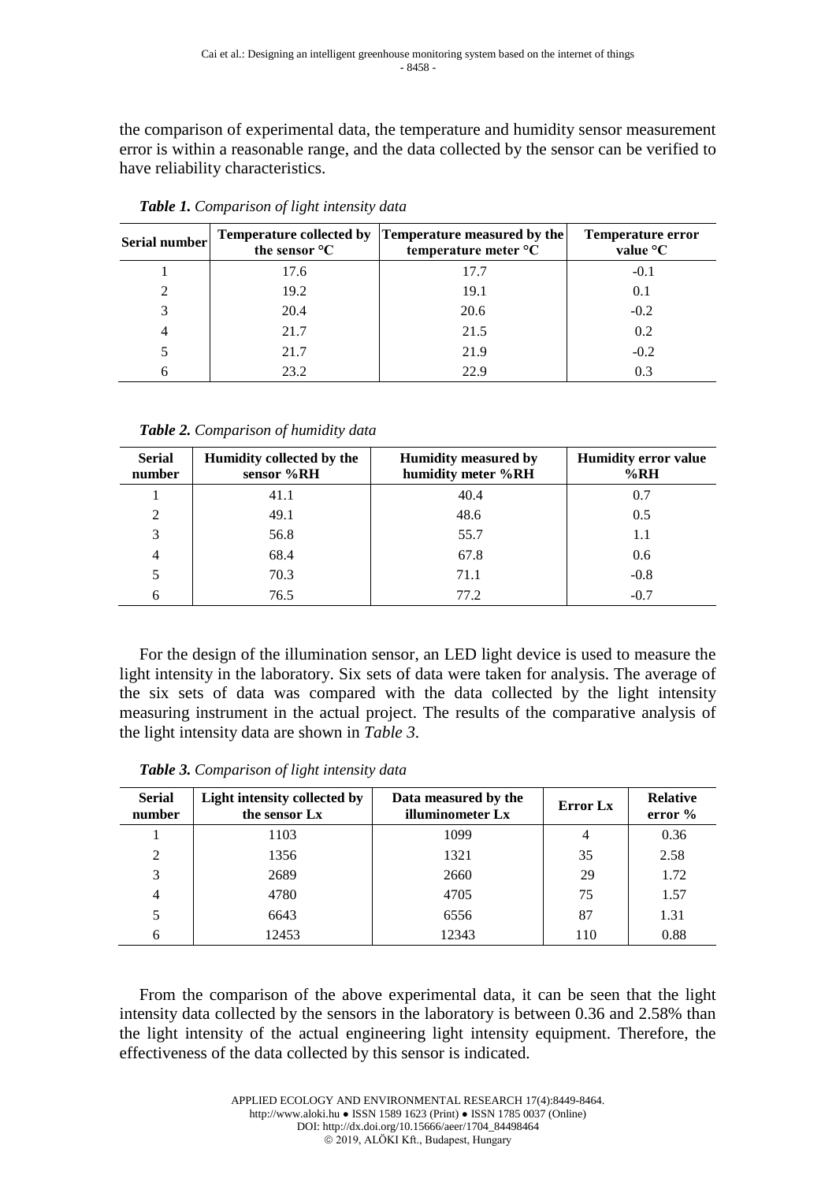the comparison of experimental data, the temperature and humidity sensor measurement error is within a reasonable range, and the data collected by the sensor can be verified to have reliability characteristics.

***Table 1.*** *Comparison of light intensity data*

| Serial number | Temperature collected by the sensor °C | Temperature measured by the temperature meter °C | Temperature error value °C |
|---|---|---|---|
| 1 | 17.6 | 17.7 | -0.1 |
| 2 | 19.2 | 19.1 | 0.1 |
| 3 | 20.4 | 20.6 | -0.2 |
| 4 | 21.7 | 21.5 | 0.2 |
| 5 | 21.7 | 21.9 | -0.2 |
| 6 | 23.2 | 22.9 | 0.3 |

***Table 2.*** *Comparison of humidity data*

| Serial number | Humidity collected by the sensor %RH | Humidity measured by humidity meter %RH | Humidity error value %RH |
|---|---|---|---|
| 1 | 41.1 | 40.4 | 0.7 |
| 2 | 49.1 | 48.6 | 0.5 |
| 3 | 56.8 | 55.7 | 1.1 |
| 4 | 68.4 | 67.8 | 0.6 |
| 5 | 70.3 | 71.1 | -0.8 |
| 6 | 76.5 | 77.2 | -0.7 |

For the design of the illumination sensor, an LED light device is used to measure the light intensity in the laboratory. Six sets of data were taken for analysis. The average of the six sets of data was compared with the data collected by the light intensity measuring instrument in the actual project. The results of the comparative analysis of the light intensity data are shown in *Table 3*.

***Table 3.*** *Comparison of light intensity data*

| Serial number | Light intensity collected by the sensor Lx | Data measured by the illuminometer Lx | Error Lx | Relative error % |
|---|---|---|---|---|
| 1 | 1103 | 1099 | 4 | 0.36 |
| 2 | 1356 | 1321 | 35 | 2.58 |
| 3 | 2689 | 2660 | 29 | 1.72 |
| 4 | 4780 | 4705 | 75 | 1.57 |
| 5 | 6643 | 6556 | 87 | 1.31 |
| 6 | 12453 | 12343 | 110 | 0.88 |

From the comparison of the above experimental data, it can be seen that the light intensity data collected by the sensors in the laboratory is between 0.36 and 2.58% than the light intensity of the actual engineering light intensity equipment. Therefore, the effectiveness of the data collected by this sensor is indicated.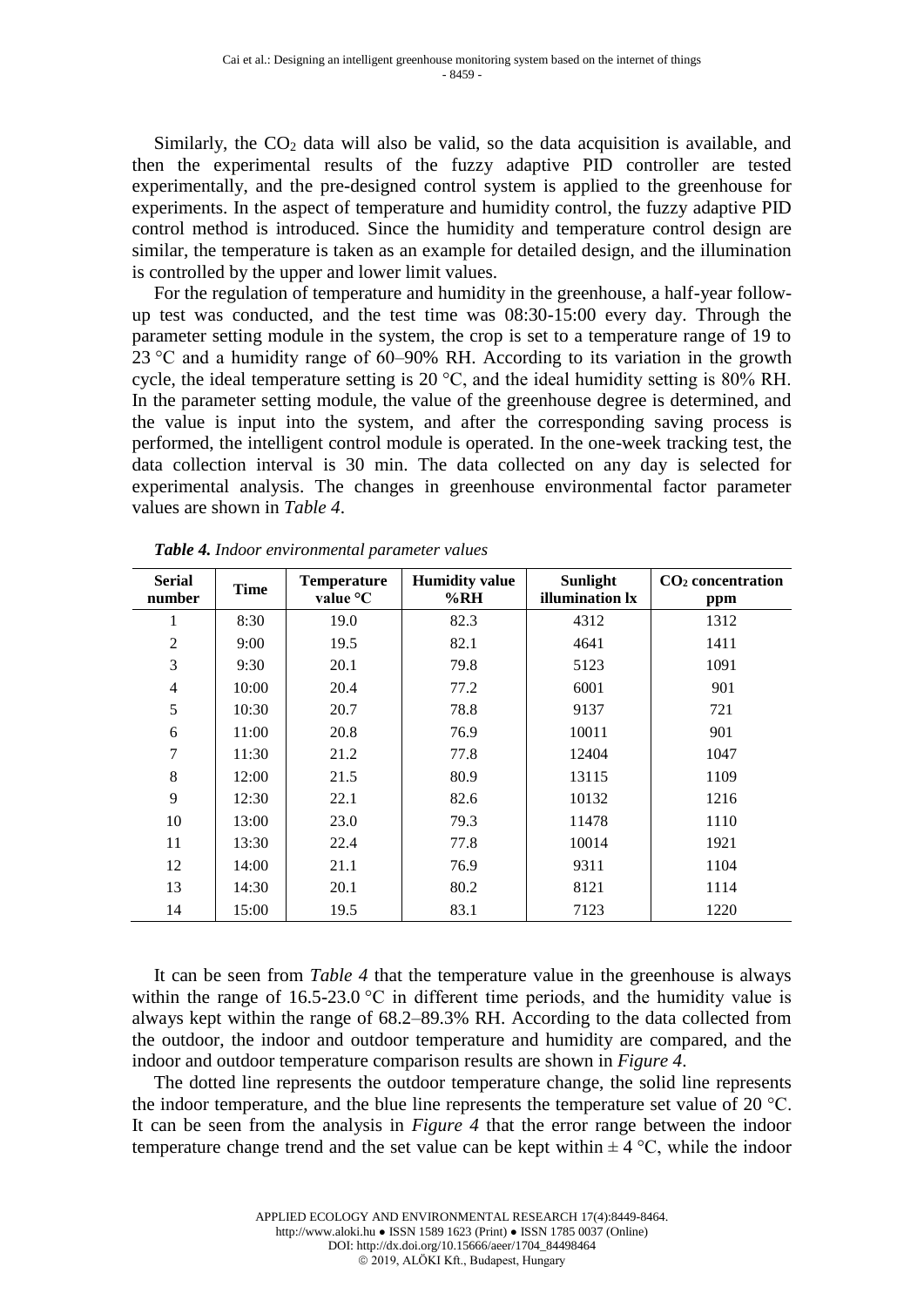Similarly, the $CO_2$ data will also be valid, so the data acquisition is available, and then the experimental results of the fuzzy adaptive PID controller are tested experimentally, and the pre-designed control system is applied to the greenhouse for experiments. In the aspect of temperature and humidity control, the fuzzy adaptive PID control method is introduced. Since the humidity and temperature control design are similar, the temperature is taken as an example for detailed design, and the illumination is controlled by the upper and lower limit values.

For the regulation of temperature and humidity in the greenhouse, a half-year follow-up test was conducted, and the test time was 08:30-15:00 every day. Through the parameter setting module in the system, the crop is set to a temperature range of 19 to 23 °C and a humidity range of 60–90% RH. According to its variation in the growth cycle, the ideal temperature setting is 20 °C, and the ideal humidity setting is 80% RH. In the parameter setting module, the value of the greenhouse degree is determined, and the value is input into the system, and after the corresponding saving process is performed, the intelligent control module is operated. In the one-week tracking test, the data collection interval is 30 min. The data collected on any day is selected for experimental analysis. The changes in greenhouse environmental factor parameter values are shown in *Table 4*.

***Table 4.*** *Indoor environmental parameter values*

| Serial number | Time | Temperature value °C | Humidity value %RH | Sunlight illumination lx | $CO_2$ concentration ppm |
|---|---|---|---|---|---|
| 1 | 8:30 | 19.0 | 82.3 | 4312 | 1312 |
| 2 | 9:00 | 19.5 | 82.1 | 4641 | 1411 |
| 3 | 9:30 | 20.1 | 79.8 | 5123 | 1091 |
| 4 | 10:00 | 20.4 | 77.2 | 6001 | 901 |
| 5 | 10:30 | 20.7 | 78.8 | 9137 | 721 |
| 6 | 11:00 | 20.8 | 76.9 | 10011 | 901 |
| 7 | 11:30 | 21.2 | 77.8 | 12404 | 1047 |
| 8 | 12:00 | 21.5 | 80.9 | 13115 | 1109 |
| 9 | 12:30 | 22.1 | 82.6 | 10132 | 1216 |
| 10 | 13:00 | 23.0 | 79.3 | 11478 | 1110 |
| 11 | 13:30 | 22.4 | 77.8 | 10014 | 1921 |
| 12 | 14:00 | 21.1 | 76.9 | 9311 | 1104 |
| 13 | 14:30 | 20.1 | 80.2 | 8121 | 1114 |
| 14 | 15:00 | 19.5 | 83.1 | 7123 | 1220 |

It can be seen from *Table 4* that the temperature value in the greenhouse is always within the range of 16.5-23.0 °C in different time periods, and the humidity value is always kept within the range of 68.2–89.3% RH. According to the data collected from the outdoor, the indoor and outdoor temperature and humidity are compared, and the indoor and outdoor temperature comparison results are shown in *Figure 4*.

The dotted line represents the outdoor temperature change, the solid line represents the indoor temperature, and the blue line represents the temperature set value of 20 °C. It can be seen from the analysis in *Figure 4* that the error range between the indoor temperature change trend and the set value can be kept within ± 4 °C, while the indoor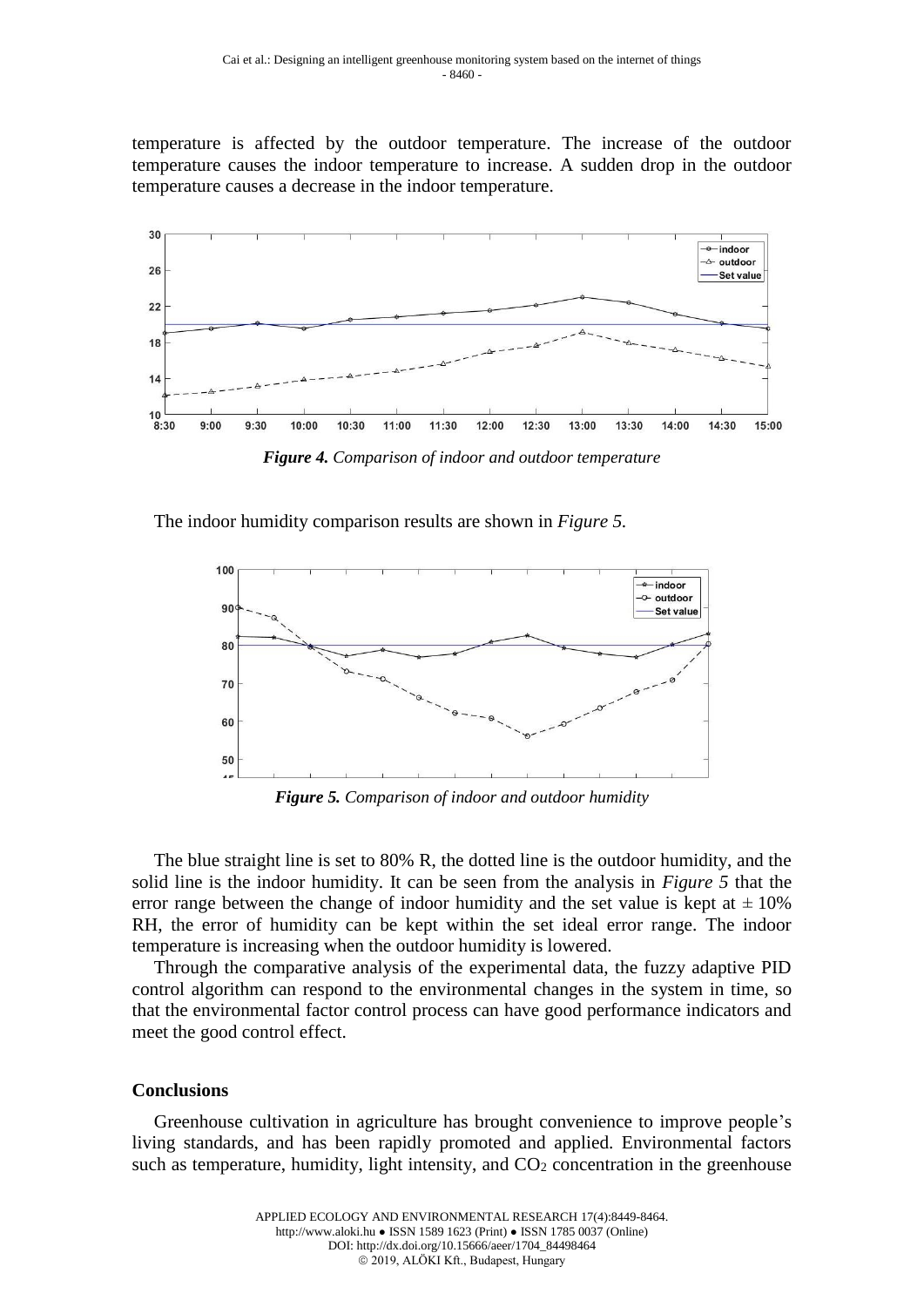temperature is affected by the outdoor temperature. The increase of the outdoor temperature causes the indoor temperature to increase. A sudden drop in the outdoor temperature causes a decrease in the indoor temperature.

***Figure 4.*** *Comparison of indoor and outdoor temperature*

The indoor humidity comparison results are shown in *Figure 5*.

***Figure 5.*** *Comparison of indoor and outdoor humidity*

The blue straight line is set to 80% R, the dotted line is the outdoor humidity, and the solid line is the indoor humidity. It can be seen from the analysis in *Figure 5* that the error range between the change of indoor humidity and the set value is kept at ± 10% RH, the error of humidity can be kept within the set ideal error range. The indoor temperature is increasing when the outdoor humidity is lowered.

Through the comparative analysis of the experimental data, the fuzzy adaptive PID control algorithm can respond to the environmental changes in the system in time, so that the environmental factor control process can have good performance indicators and meet the good control effect.

## Conclusions

Greenhouse cultivation in agriculture has brought convenience to improve people's living standards, and has been rapidly promoted and applied. Environmental factors such as temperature, humidity, light intensity, and $CO_2$ concentration in the greenhouse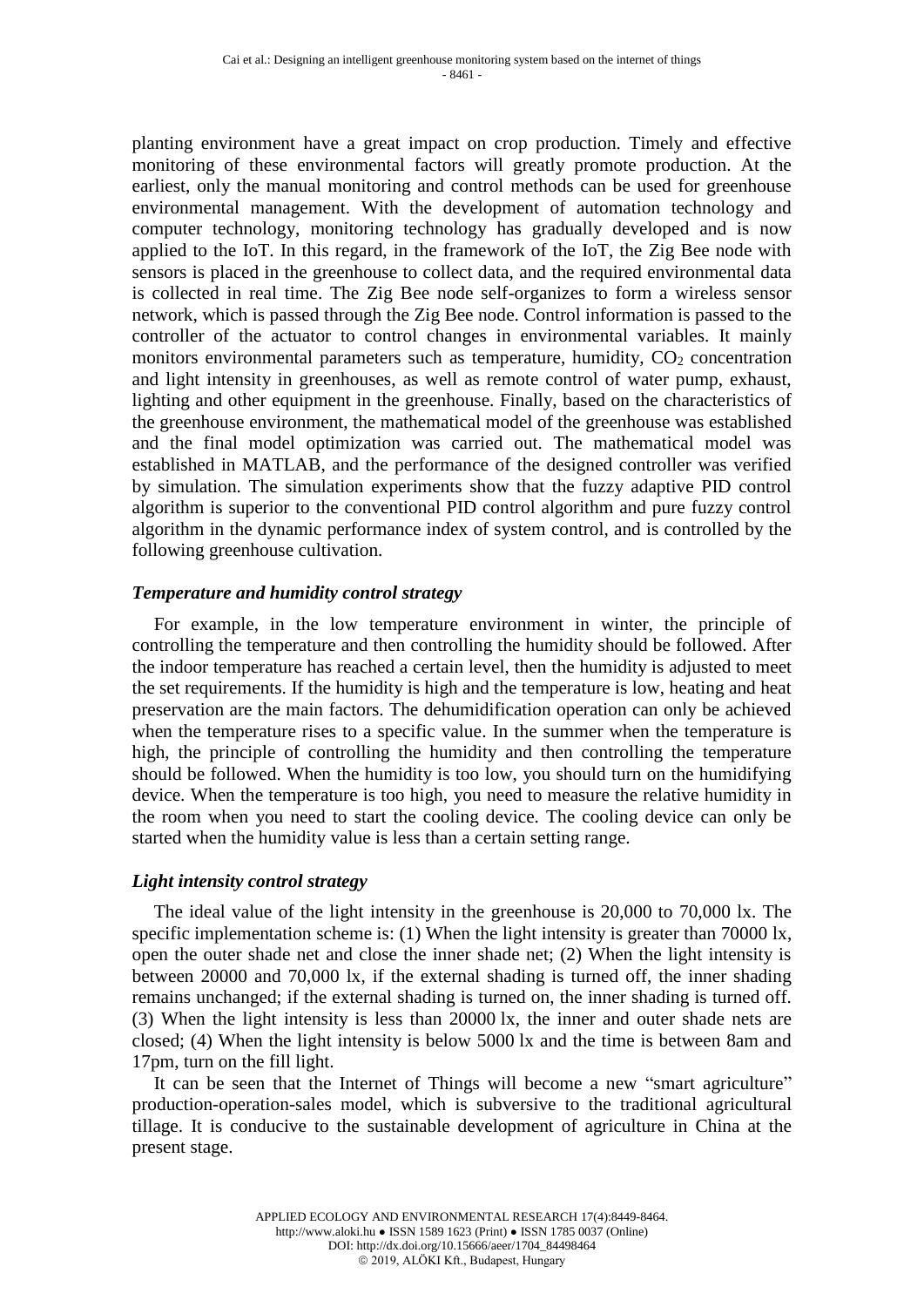planting environment have a great impact on crop production. Timely and effective monitoring of these environmental factors will greatly promote production. At the earliest, only the manual monitoring and control methods can be used for greenhouse environmental management. With the development of automation technology and computer technology, monitoring technology has gradually developed and is now applied to the IoT. In this regard, in the framework of the IoT, the Zig Bee node with sensors is placed in the greenhouse to collect data, and the required environmental data is collected in real time. The Zig Bee node self-organizes to form a wireless sensor network, which is passed through the Zig Bee node. Control information is passed to the controller of the actuator to control changes in environmental variables. It mainly monitors environmental parameters such as temperature, humidity, $CO_2$ concentration and light intensity in greenhouses, as well as remote control of water pump, exhaust, lighting and other equipment in the greenhouse. Finally, based on the characteristics of the greenhouse environment, the mathematical model of the greenhouse was established and the final model optimization was carried out. The mathematical model was established in MATLAB, and the performance of the designed controller was verified by simulation. The simulation experiments show that the fuzzy adaptive PID control algorithm is superior to the conventional PID control algorithm and pure fuzzy control algorithm in the dynamic performance index of system control, and is controlled by the following greenhouse cultivation.

### *Temperature and humidity control strategy*

For example, in the low temperature environment in winter, the principle of controlling the temperature and then controlling the humidity should be followed. After the indoor temperature has reached a certain level, then the humidity is adjusted to meet the set requirements. If the humidity is high and the temperature is low, heating and heat preservation are the main factors. The dehumidification operation can only be achieved when the temperature rises to a specific value. In the summer when the temperature is high, the principle of controlling the humidity and then controlling the temperature should be followed. When the humidity is too low, you should turn on the humidifying device. When the temperature is too high, you need to measure the relative humidity in the room when you need to start the cooling device. The cooling device can only be started when the humidity value is less than a certain setting range.

### *Light intensity control strategy*

The ideal value of the light intensity in the greenhouse is 20,000 to 70,000 lx. The specific implementation scheme is: (1) When the light intensity is greater than 70000 lx, open the outer shade net and close the inner shade net; (2) When the light intensity is between 20000 and 70,000 lx, if the external shading is turned off, the inner shading remains unchanged; if the external shading is turned on, the inner shading is turned off. (3) When the light intensity is less than 20000 lx, the inner and outer shade nets are closed; (4) When the light intensity is below 5000 lx and the time is between 8am and 17pm, turn on the fill light.

It can be seen that the Internet of Things will become a new “smart agriculture” production-operation-sales model, which is subversive to the traditional agricultural tillage. It is conducive to the sustainable development of agriculture in China at the present stage.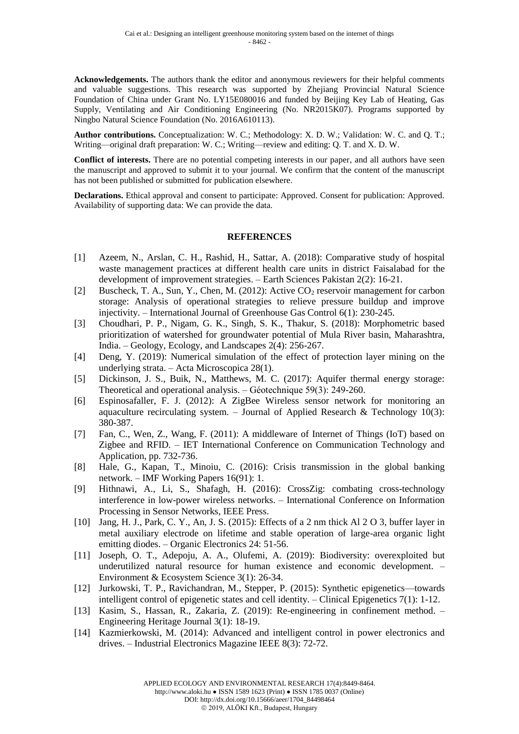**Acknowledgements.** The authors thank the editor and anonymous reviewers for their helpful comments and valuable suggestions. This research was supported by Zhejiang Provincial Natural Science Foundation of China under Grant No. LY15E080016 and funded by Beijing Key Lab of Heating, Gas Supply, Ventilating and Air Conditioning Engineering (No. NR2015K07). Programs supported by Ningbo Natural Science Foundation (No. 2016A610113).

**Author contributions.** Conceptualization: W. C.; Methodology: X. D. W.; Validation: W. C. and Q. T.; Writing—original draft preparation: W. C.; Writing—review and editing: Q. T. and X. D. W.

**Conflict of interests.** There are no potential competing interests in our paper, and all authors have seen the manuscript and approved to submit it to your journal. We confirm that the content of the manuscript has not been published or submitted for publication elsewhere.

**Declarations.** Ethical approval and consent to participate: Approved. Consent for publication: Approved. Availability of supporting data: We can provide the data.

## REFERENCES

[1] Azeem, N., Arslan, C. H., Rashid, H., Sattar, A. (2018): Comparative study of hospital waste management practices at different health care units in district Faisalabad for the development of improvement strategies. – Earth Sciences Pakistan 2(2): 16-21.

[2] Buscheck, T. A., Sun, Y., Chen, M. (2012): Active $CO_2$ reservoir management for carbon storage: Analysis of operational strategies to relieve pressure buildup and improve injectivity. – International Journal of Greenhouse Gas Control 6(1): 230-245.

[3] Choudhari, P. P., Nigam, G. K., Singh, S. K., Thakur, S. (2018): Morphometric based prioritization of watershed for groundwater potential of Mula River basin, Maharashtra, India. – Geology, Ecology, and Landscapes 2(4): 256-267.

[4] Deng, Y. (2019): Numerical simulation of the effect of protection layer mining on the underlying strata. – Acta Microscopica 28(1).

[5] Dickinson, J. S., Buik, N., Matthews, M. C. (2017): Aquifer thermal energy storage: Theoretical and operational analysis. – Géotechnique 59(3): 249-260.

[6] Espinosafaller, F. J. (2012): A ZigBee Wireless sensor network for monitoring an aquaculture recirculating system. – Journal of Applied Research & Technology 10(3): 380-387.

[7] Fan, C., Wen, Z., Wang, F. (2011): A middleware of Internet of Things (IoT) based on Zigbee and RFID. – IET International Conference on Communication Technology and Application, pp. 732-736.

[8] Hale, G., Kapan, T., Minoiu, C. (2016): Crisis transmission in the global banking network. – IMF Working Papers 16(91): 1.

[9] Hithnawi, A., Li, S., Shafagh, H. (2016): CrossZig: combating cross-technology interference in low-power wireless networks. – International Conference on Information Processing in Sensor Networks, IEEE Press.

[10] Jang, H. J., Park, C. Y., An, J. S. (2015): Effects of a 2 nm thick Al 2 O 3, buffer layer in metal auxiliary electrode on lifetime and stable operation of large-area organic light emitting diodes. – Organic Electronics 24: 51-56.

[11] Joseph, O. T., Adepoju, A. A., Olufemi, A. (2019): Biodiversity: overexploited but underutilized natural resource for human existence and economic development. – Environment & Ecosystem Science 3(1): 26-34.

[12] Jurkowski, T. P., Ravichandran, M., Stepper, P. (2015): Synthetic epigenetics—towards intelligent control of epigenetic states and cell identity. – Clinical Epigenetics 7(1): 1-12.

[13] Kasim, S., Hassan, R., Zakaria, Z. (2019): Re-engineering in confinement method. – Engineering Heritage Journal 3(1): 18-19.

[14] Kazmierkowski, M. (2014): Advanced and intelligent control in power electronics and drives. – Industrial Electronics Magazine IEEE 8(3): 72-72.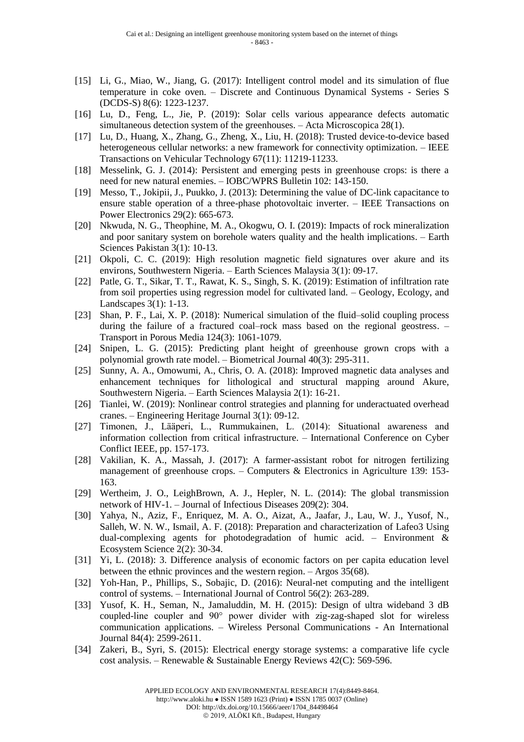[15] Li, G., Miao, W., Jiang, G. (2017): Intelligent control model and its simulation of flue temperature in coke oven. – Discrete and Continuous Dynamical Systems - Series S (DCDS-S) 8(6): 1223-1237.

[16] Lu, D., Feng, L., Jie, P. (2019): Solar cells various appearance defects automatic simultaneous detection system of the greenhouses. – Acta Microscopica 28(1).

[17] Lu, D., Huang, X., Zhang, G., Zheng, X., Liu, H. (2018): Trusted device-to-device based heterogeneous cellular networks: a new framework for connectivity optimization. – IEEE Transactions on Vehicular Technology 67(11): 11219-11233.

[18] Messelink, G. J. (2014): Persistent and emerging pests in greenhouse crops: is there a need for new natural enemies. – IOBC/WPRS Bulletin 102: 143-150.

[19] Messo, T., Jokipii, J., Puukko, J. (2013): Determining the value of DC-link capacitance to ensure stable operation of a three-phase photovoltaic inverter. – IEEE Transactions on Power Electronics 29(2): 665-673.

[20] Nkwuda, N. G., Theophine, M. A., Okogwu, O. I. (2019): Impacts of rock mineralization and poor sanitary system on borehole waters quality and the health implications. – Earth Sciences Pakistan 3(1): 10-13.

[21] Okpoli, C. C. (2019): High resolution magnetic field signatures over akure and its environs, Southwestern Nigeria. – Earth Sciences Malaysia 3(1): 09-17.

[22] Patle, G. T., Sikar, T. T., Rawat, K. S., Singh, S. K. (2019): Estimation of infiltration rate from soil properties using regression model for cultivated land. – Geology, Ecology, and Landscapes 3(1): 1-13.

[23] Shan, P. F., Lai, X. P. (2018): Numerical simulation of the fluid–solid coupling process during the failure of a fractured coal–rock mass based on the regional geostress. – Transport in Porous Media 124(3): 1061-1079.

[24] Snipen, L. G. (2015): Predicting plant height of greenhouse grown crops with a polynomial growth rate model. – Biometrical Journal 40(3): 295-311.

[25] Sunny, A. A., Omowumi, A., Chris, O. A. (2018): Improved magnetic data analyses and enhancement techniques for lithological and structural mapping around Akure, Southwestern Nigeria. – Earth Sciences Malaysia 2(1): 16-21.

[26] Tianlei, W. (2019): Nonlinear control strategies and planning for underactuated overhead cranes. – Engineering Heritage Journal 3(1): 09-12.

[27] Timonen, J., Lääperi, L., Rummukainen, L. (2014): Situational awareness and information collection from critical infrastructure. – International Conference on Cyber Conflict IEEE, pp. 157-173.

[28] Vakilian, K. A., Massah, J. (2017): A farmer-assistant robot for nitrogen fertilizing management of greenhouse crops. – Computers & Electronics in Agriculture 139: 153-163.

[29] Wertheim, J. O., LeighBrown, A. J., Hepler, N. L. (2014): The global transmission network of HIV-1. – Journal of Infectious Diseases 209(2): 304.

[30] Yahya, N., Aziz, F., Enriquez, M. A. O., Aizat, A., Jaafar, J., Lau, W. J., Yusof, N., Salleh, W. N. W., Ismail, A. F. (2018): Preparation and characterization of Lafeo3 Using dual-complexing agents for photodegradation of humic acid. – Environment & Ecosystem Science 2(2): 30-34.

[31] Yi, L. (2018): 3. Difference analysis of economic factors on per capita education level between the ethnic provinces and the western region. – Argos 35(68).

[32] Yoh-Han, P., Phillips, S., Sobajic, D. (2016): Neural-net computing and the intelligent control of systems. – International Journal of Control 56(2): 263-289.

[33] Yusof, K. H., Seman, N., Jamaluddin, M. H. (2015): Design of ultra wideband 3 dB coupled-line coupler and 90° power divider with zig-zag-shaped slot for wireless communication applications. – Wireless Personal Communications - An International Journal 84(4): 2599-2611.

[34] Zakeri, B., Syri, S. (2015): Electrical energy storage systems: a comparative life cycle cost analysis. – Renewable & Sustainable Energy Reviews 42(C): 569-596.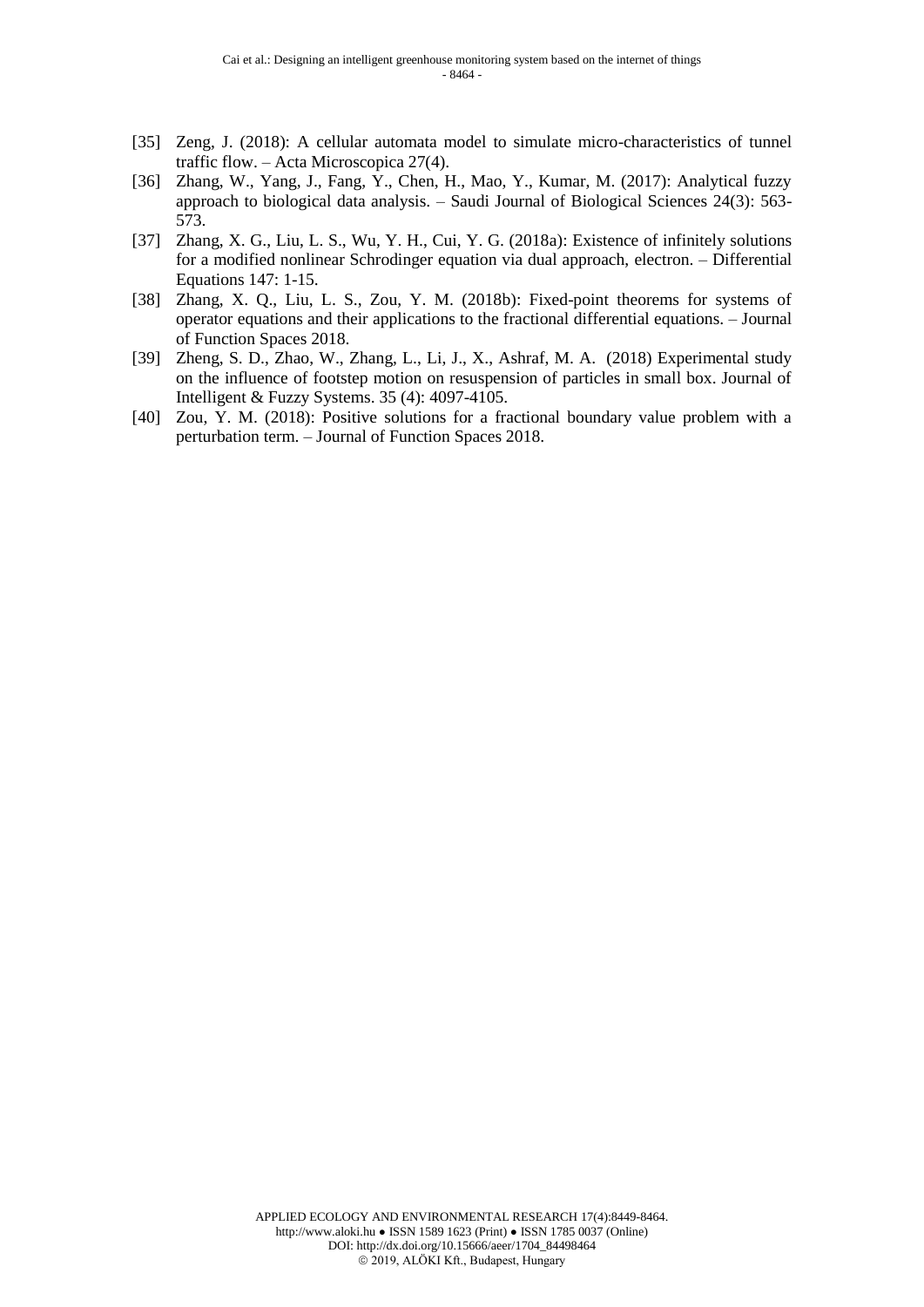[35] Zeng, J. (2018): A cellular automata model to simulate micro-characteristics of tunnel traffic flow. – Acta Microscopica 27(4).

[36] Zhang, W., Yang, J., Fang, Y., Chen, H., Mao, Y., Kumar, M. (2017): Analytical fuzzy approach to biological data analysis. – Saudi Journal of Biological Sciences 24(3): 563-573.

[37] Zhang, X. G., Liu, L. S., Wu, Y. H., Cui, Y. G. (2018a): Existence of infinitely solutions for a modified nonlinear Schrodinger equation via dual approach, electron. – Differential Equations 147: 1-15.

[38] Zhang, X. Q., Liu, L. S., Zou, Y. M. (2018b): Fixed-point theorems for systems of operator equations and their applications to the fractional differential equations. – Journal of Function Spaces 2018.

[39] Zheng, S. D., Zhao, W., Zhang, L., Li, J., X., Ashraf, M. A. (2018) Experimental study on the influence of footstep motion on resuspension of particles in small box. Journal of Intelligent & Fuzzy Systems. 35 (4): 4097-4105.

[40] Zou, Y. M. (2018): Positive solutions for a fractional boundary value problem with a perturbation term. – Journal of Function Spaces 2018.